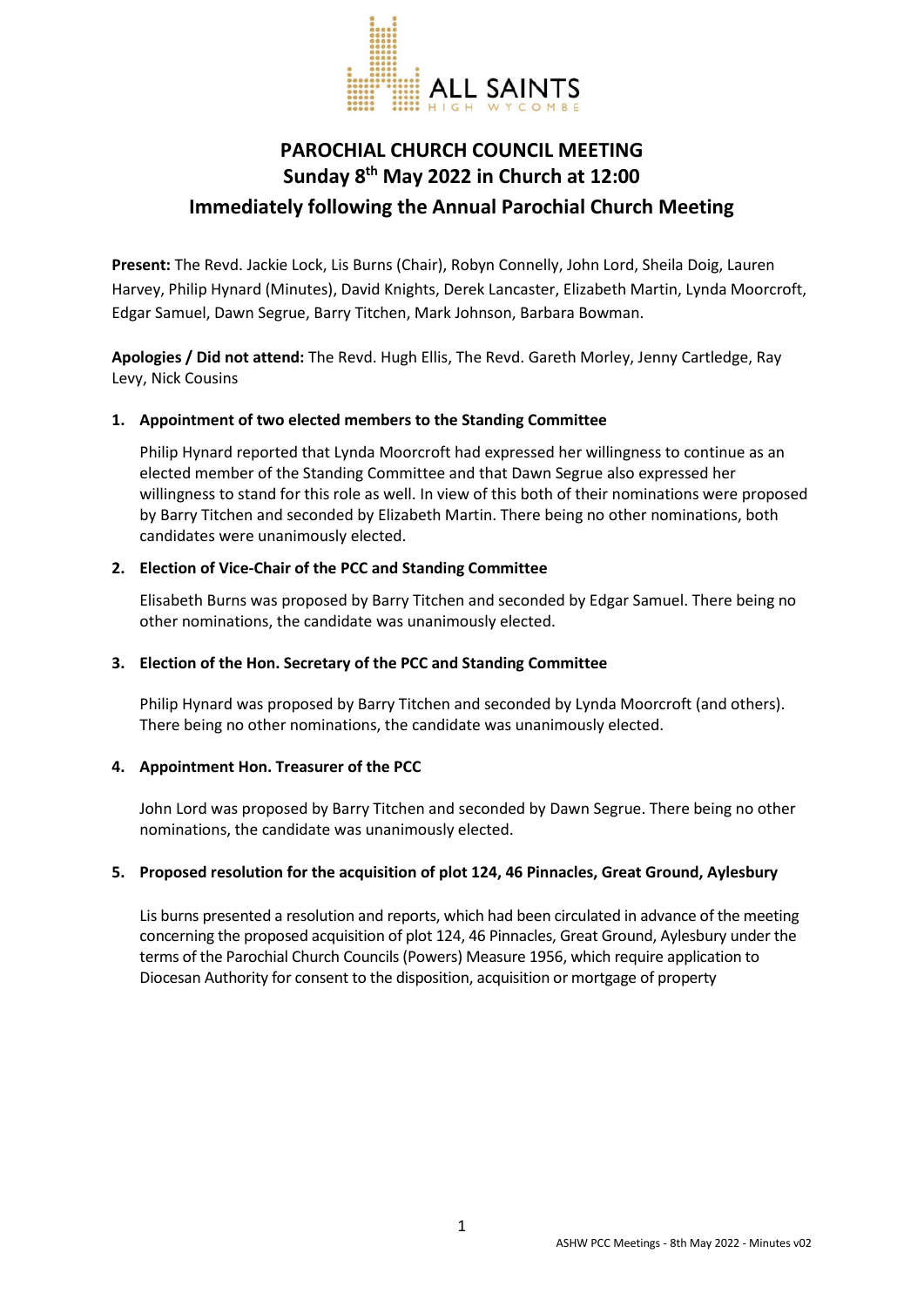# PAROCHIAL CHURCH COUNCIL MEETING
## Sunday 8th May 2022 in Church at 12:00
## Immediately following the Annual Parochial Church Meeting

**Present:** The Revd. Jackie Lock, Lis Burns (Chair), Robyn Connelly, John Lord, Sheila Doig, Lauren Harvey, Philip Hynard (Minutes), David Knights, Derek Lancaster, Elizabeth Martin, Lynda Moorcroft, Edgar Samuel, Dawn Segrue, Barry Titchen, Mark Johnson, Barbara Bowman.

**Apologies / Did not attend:** The Revd. Hugh Ellis, The Revd. Gareth Morley, Jenny Cartledge, Ray Levy, Nick Cousins

1. **Appointment of two elected members to the Standing Committee**

   Philip Hynard reported that Lynda Moorcroft had expressed her willingness to continue as an elected member of the Standing Committee and that Dawn Segrue also expressed her willingness to stand for this role as well. In view of this both of their nominations were proposed by Barry Titchen and seconded by Elizabeth Martin. There being no other nominations, both candidates were unanimously elected.

2. **Election of Vice-Chair of the PCC and Standing Committee**

   Elisabeth Burns was proposed by Barry Titchen and seconded by Edgar Samuel. There being no other nominations, the candidate was unanimously elected.

3. **Election of the Hon. Secretary of the PCC and Standing Committee**

   Philip Hynard was proposed by Barry Titchen and seconded by Lynda Moorcroft (and others). There being no other nominations, the candidate was unanimously elected.

4. **Appointment Hon. Treasurer of the PCC**

   John Lord was proposed by Barry Titchen and seconded by Dawn Segrue. There being no other nominations, the candidate was unanimously elected.

5. **Proposed resolution for the acquisition of plot 124, 46 Pinnacles, Great Ground, Aylesbury**

   Lis burns presented a resolution and reports, which had been circulated in advance of the meeting concerning the proposed acquisition of plot 124, 46 Pinnacles, Great Ground, Aylesbury under the terms of the Parochial Church Councils (Powers) Measure 1956, which require application to Diocesan Authority for consent to the disposition, acquisition or mortgage of property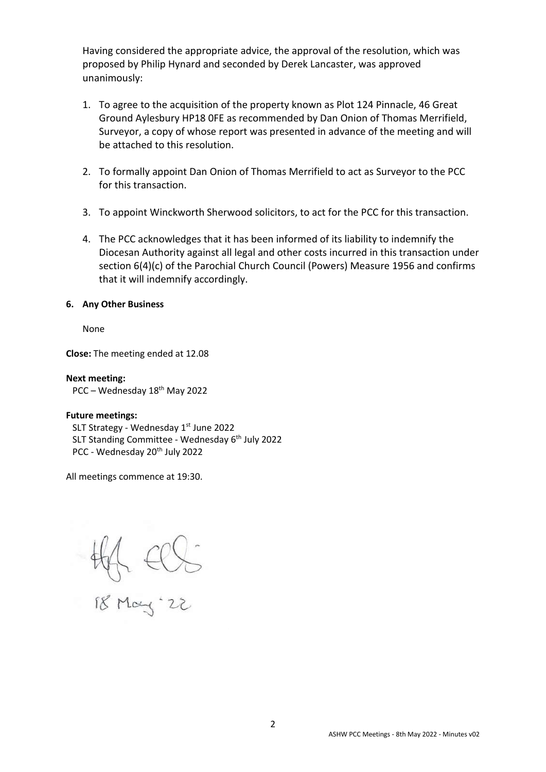Having considered the appropriate advice, the approval of the resolution, which was proposed by Philip Hynard and seconded by Derek Lancaster, was approved unanimously:

1. To agree to the acquisition of the property known as Plot 124 Pinnacle, 46 Great Ground Aylesbury HP18 0FE as recommended by Dan Onion of Thomas Merrifield, Surveyor, a copy of whose report was presented in advance of the meeting and will be attached to this resolution.

2. To formally appoint Dan Onion of Thomas Merrifield to act as Surveyor to the PCC for this transaction.

3. To appoint Winckworth Sherwood solicitors, to act for the PCC for this transaction.

4. The PCC acknowledges that it has been informed of its liability to indemnify the Diocesan Authority against all legal and other costs incurred in this transaction under section 6(4)(c) of the Parochial Church Council (Powers) Measure 1956 and confirms that it will indemnify accordingly.

**6. Any Other Business**

None

**Close:** The meeting ended at 12.08

**Next meeting:**
PCC – Wednesday 18th May 2022

**Future meetings:**
SLT Strategy - Wednesday 1st June 2022
SLT Standing Committee - Wednesday 6th July 2022
PCC - Wednesday 20th July 2022

All meetings commence at 19:30.

18 May '22